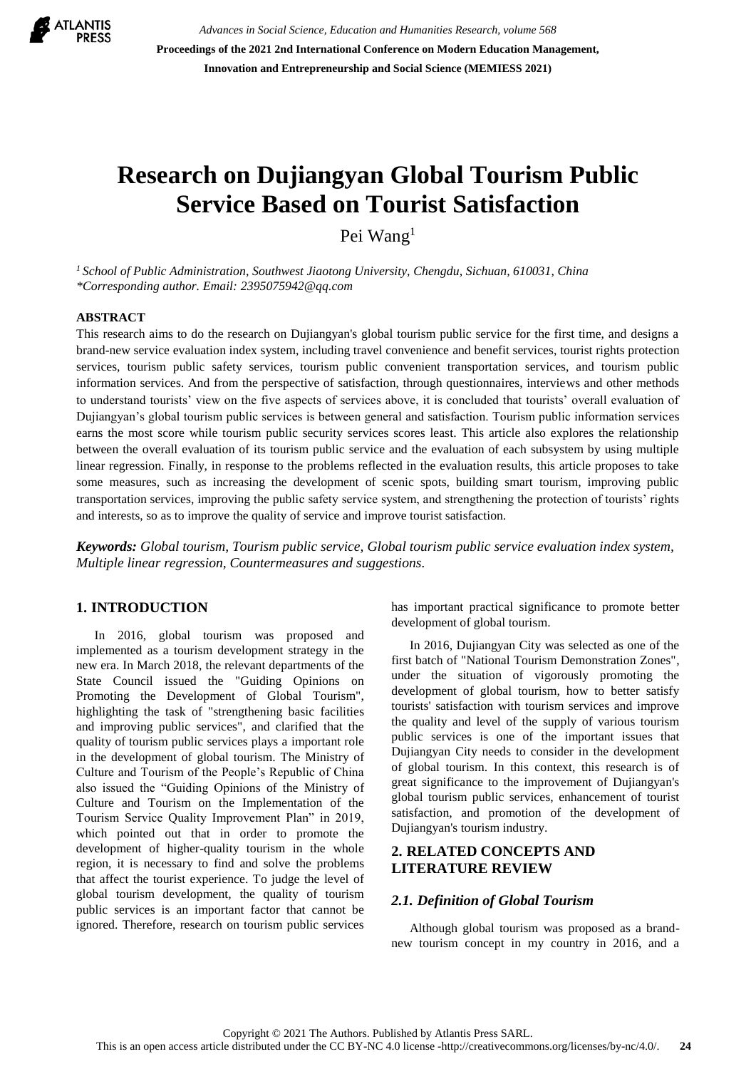# Research on Dujiangyan Global Tourism Public Service Based on Tourist Satisfaction

Pei Wang[1]

[1] *School of Public Administration, Southwest Jiaotong University, Chengdu, Sichuan, 610031, China*
*\*Corresponding author. Email: 2395075942@qq.com*

## ABSTRACT

This research aims to do the research on Dujiangyan's global tourism public service for the first time, and designs a brand-new service evaluation index system, including travel convenience and benefit services, tourist rights protection services, tourism public safety services, tourism public convenient transportation services, and tourism public information services. And from the perspective of satisfaction, through questionnaires, interviews and other methods to understand tourists' view on the five aspects of services above, it is concluded that tourists' overall evaluation of Dujiangyan's global tourism public services is between general and satisfaction. Tourism public information services earns the most score while tourism public security services scores least. This article also explores the relationship between the overall evaluation of its tourism public service and the evaluation of each subsystem by using multiple linear regression. Finally, in response to the problems reflected in the evaluation results, this article proposes to take some measures, such as increasing the development of scenic spots, building smart tourism, improving public transportation services, improving the public safety service system, and strengthening the protection of tourists' rights and interests, so as to improve the quality of service and improve tourist satisfaction.

***Keywords:*** *Global tourism, Tourism public service, Global tourism public service evaluation index system, Multiple linear regression, Countermeasures and suggestions.*

## 1. INTRODUCTION

In 2016, global tourism was proposed and implemented as a tourism development strategy in the new era. In March 2018, the relevant departments of the State Council issued the "Guiding Opinions on Promoting the Development of Global Tourism", highlighting the task of "strengthening basic facilities and improving public services", and clarified that the quality of tourism public services plays a important role in the development of global tourism. The Ministry of Culture and Tourism of the People's Republic of China also issued the "Guiding Opinions of the Ministry of Culture and Tourism on the Implementation of the Tourism Service Quality Improvement Plan" in 2019, which pointed out that in order to promote the development of higher-quality tourism in the whole region, it is necessary to find and solve the problems that affect the tourist experience. To judge the level of global tourism development, the quality of tourism public services is an important factor that cannot be ignored. Therefore, research on tourism public services has important practical significance to promote better development of global tourism.

In 2016, Dujiangyan City was selected as one of the first batch of "National Tourism Demonstration Zones", under the situation of vigorously promoting the development of global tourism, how to better satisfy tourists' satisfaction with tourism services and improve the quality and level of the supply of various tourism public services is one of the important issues that Dujiangyan City needs to consider in the development of global tourism. In this context, this research is of great significance to the improvement of Dujiangyan's global tourism public services, enhancement of tourist satisfaction, and promotion of the development of Dujiangyan's tourism industry.

## 2. RELATED CONCEPTS AND LITERATURE REVIEW

### *2.1. Definition of Global Tourism*

Although global tourism was proposed as a brand-new tourism concept in my country in 2016, and a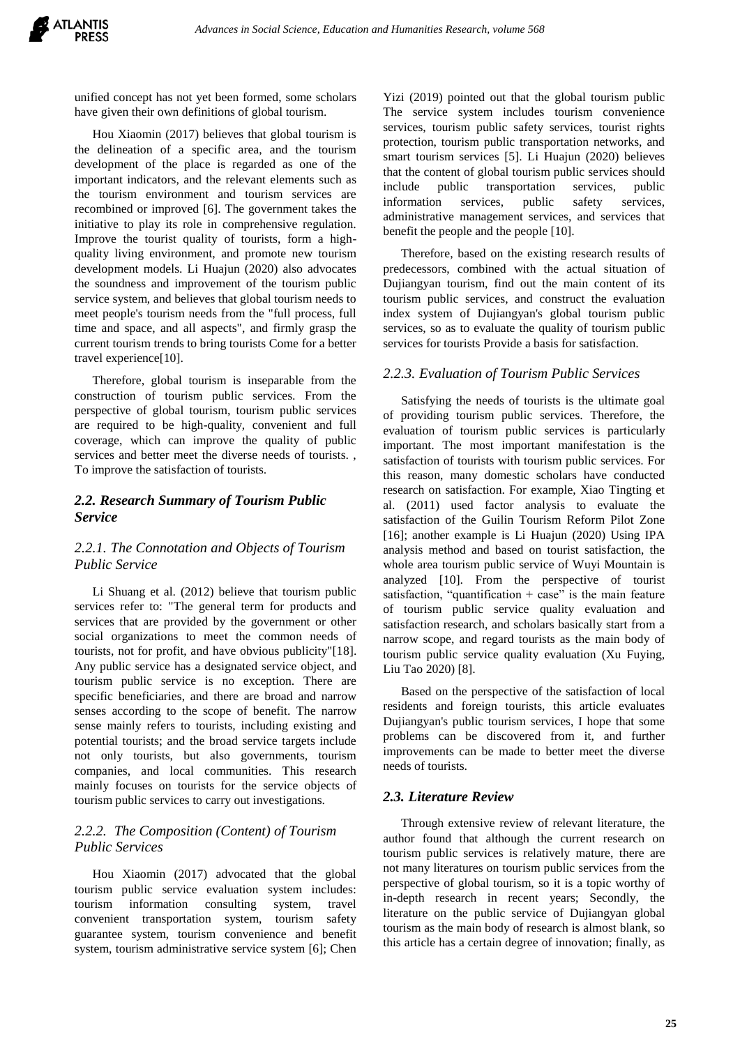unified concept has not yet been formed, some scholars have given their own definitions of global tourism.

Hou Xiaomin (2017) believes that global tourism is the delineation of a specific area, and the tourism development of the place is regarded as one of the important indicators, and the relevant elements such as the tourism environment and tourism services are recombined or improved [6]. The government takes the initiative to play its role in comprehensive regulation. Improve the tourist quality of tourists, form a high-quality living environment, and promote new tourism development models. Li Huajun (2020) also advocates the soundness and improvement of the tourism public service system, and believes that global tourism needs to meet people's tourism needs from the "full process, full time and space, and all aspects", and firmly grasp the current tourism trends to bring tourists Come for a better travel experience[10].

Therefore, global tourism is inseparable from the construction of tourism public services. From the perspective of global tourism, tourism public services are required to be high-quality, convenient and full coverage, which can improve the quality of public services and better meet the diverse needs of tourists. , To improve the satisfaction of tourists.

## 2.2. Research Summary of Tourism Public Service

### 2.2.1. The Connotation and Objects of Tourism Public Service

Li Shuang et al. (2012) believe that tourism public services refer to: "The general term for products and services that are provided by the government or other social organizations to meet the common needs of tourists, not for profit, and have obvious publicity"[18]. Any public service has a designated service object, and tourism public service is no exception. There are specific beneficiaries, and there are broad and narrow senses according to the scope of benefit. The narrow sense mainly refers to tourists, including existing and potential tourists; and the broad service targets include not only tourists, but also governments, tourism companies, and local communities. This research mainly focuses on tourists for the service objects of tourism public services to carry out investigations.

### 2.2.2. The Composition (Content) of Tourism Public Services

Hou Xiaomin (2017) advocated that the global tourism public service evaluation system includes: tourism information consulting system, travel convenient transportation system, tourism safety guarantee system, tourism convenience and benefit system, tourism administrative service system [6]; Chen Yizi (2019) pointed out that the global tourism public The service system includes tourism convenience services, tourism public safety services, tourist rights protection, tourism public transportation networks, and smart tourism services [5]. Li Huajun (2020) believes that the content of global tourism public services should include public transportation services, public information services, public safety services, administrative management services, and services that benefit the people and the people [10].

Therefore, based on the existing research results of predecessors, combined with the actual situation of Dujiangyan tourism, find out the main content of its tourism public services, and construct the evaluation index system of Dujiangyan's global tourism public services, so as to evaluate the quality of tourism public services for tourists Provide a basis for satisfaction.

### 2.2.3. Evaluation of Tourism Public Services

Satisfying the needs of tourists is the ultimate goal of providing tourism public services. Therefore, the evaluation of tourism public services is particularly important. The most important manifestation is the satisfaction of tourists with tourism public services. For this reason, many domestic scholars have conducted research on satisfaction. For example, Xiao Tingting et al. (2011) used factor analysis to evaluate the satisfaction of the Guilin Tourism Reform Pilot Zone [16]; another example is Li Huajun (2020) Using IPA analysis method and based on tourist satisfaction, the whole area tourism public service of Wuyi Mountain is analyzed [10]. From the perspective of tourist satisfaction, "quantification + case" is the main feature of tourism public service quality evaluation and satisfaction research, and scholars basically start from a narrow scope, and regard tourists as the main body of tourism public service quality evaluation (Xu Fuying, Liu Tao 2020) [8].

Based on the perspective of the satisfaction of local residents and foreign tourists, this article evaluates Dujiangyan's public tourism services, I hope that some problems can be discovered from it, and further improvements can be made to better meet the diverse needs of tourists.

## 2.3. Literature Review

Through extensive review of relevant literature, the author found that although the current research on tourism public services is relatively mature, there are not many literatures on tourism public services from the perspective of global tourism, so it is a topic worthy of in-depth research in recent years; Secondly, the literature on the public service of Dujiangyan global tourism as the main body of research is almost blank, so this article has a certain degree of innovation; finally, as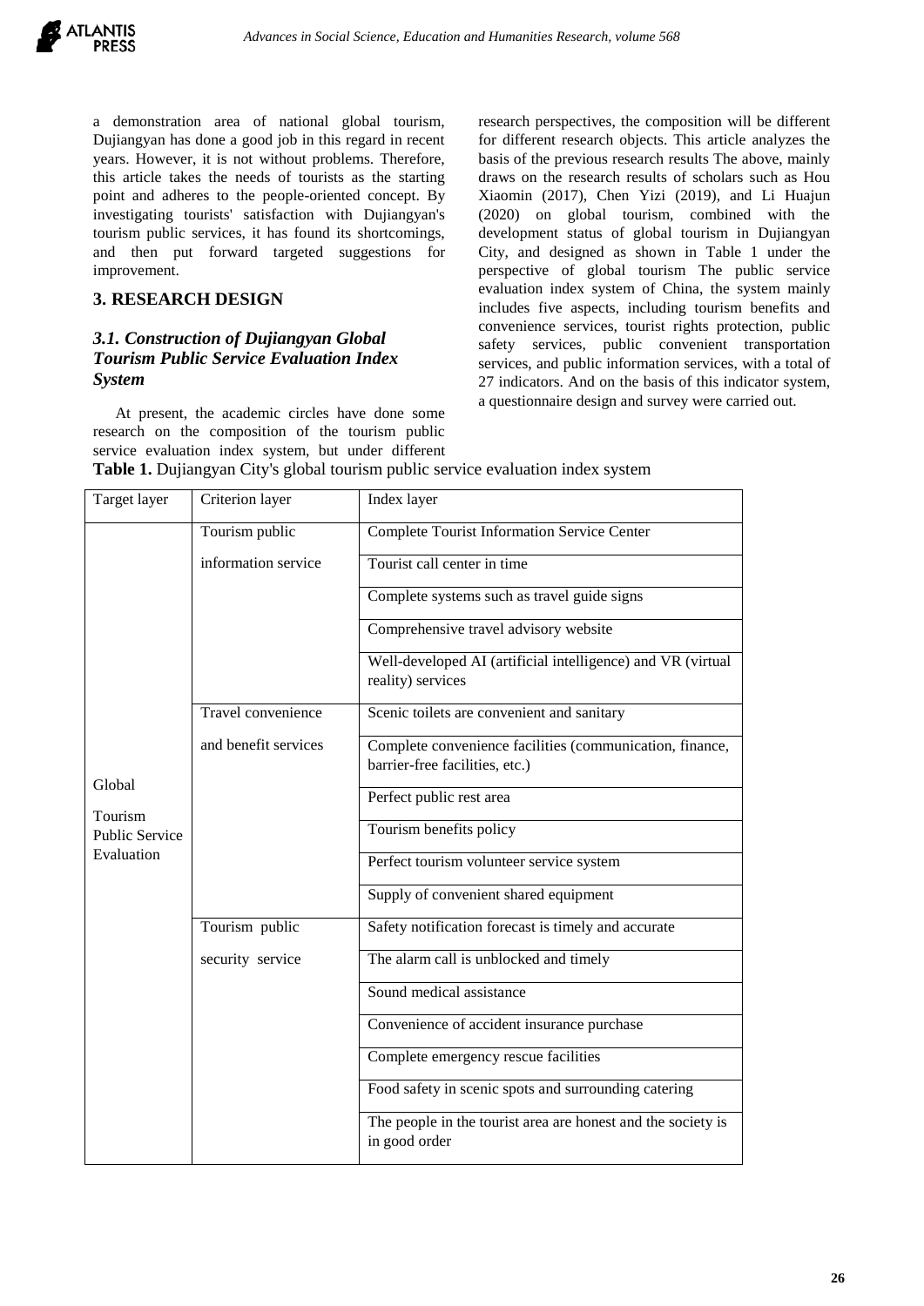a demonstration area of national global tourism, Dujiangyan has done a good job in this regard in recent years. However, it is not without problems. Therefore, this article takes the needs of tourists as the starting point and adheres to the people-oriented concept. By investigating tourists' satisfaction with Dujiangyan's tourism public services, it has found its shortcomings, and then put forward targeted suggestions for improvement.

## 3. RESEARCH DESIGN

### *3.1. Construction of Dujiangyan Global Tourism Public Service Evaluation Index System*

At present, the academic circles have done some research on the composition of the tourism public service evaluation index system, but under different research perspectives, the composition will be different for different research objects. This article analyzes the basis of the previous research results The above, mainly draws on the research results of scholars such as Hou Xiaomin (2017), Chen Yizi (2019), and Li Huajun (2020) on global tourism, combined with the development status of global tourism in Dujiangyan City, and designed as shown in Table 1 under the perspective of global tourism The public service evaluation index system of China, the system mainly includes five aspects, including tourism benefits and convenience services, tourist rights protection, public safety services, public convenient transportation services, and public information services, with a total of 27 indicators. And on the basis of this indicator system, a questionnaire design and survey were carried out.

**Table 1.** Dujiangyan City's global tourism public service evaluation index system

| Target layer | Criterion layer | Index layer |
|---|---|---|
| Global Tourism Public Service Evaluation | Tourism public information service | Complete Tourist Information Service Center |
| | | Tourist call center in time |
| | | Complete systems such as travel guide signs |
| | | Comprehensive travel advisory website |
| | | Well-developed AI (artificial intelligence) and VR (virtual reality) services |
| | Travel convenience and benefit services | Scenic toilets are convenient and sanitary |
| | | Complete convenience facilities (communication, finance, barrier-free facilities, etc.) |
| | | Perfect public rest area |
| | | Tourism benefits policy |
| | | Perfect tourism volunteer service system |
| | | Supply of convenient shared equipment |
| | Tourism public security service | Safety notification forecast is timely and accurate |
| | | The alarm call is unblocked and timely |
| | | Sound medical assistance |
| | | Convenience of accident insurance purchase |
| | | Complete emergency rescue facilities |
| | | Food safety in scenic spots and surrounding catering |
| | | The people in the tourist area are honest and the society is in good order |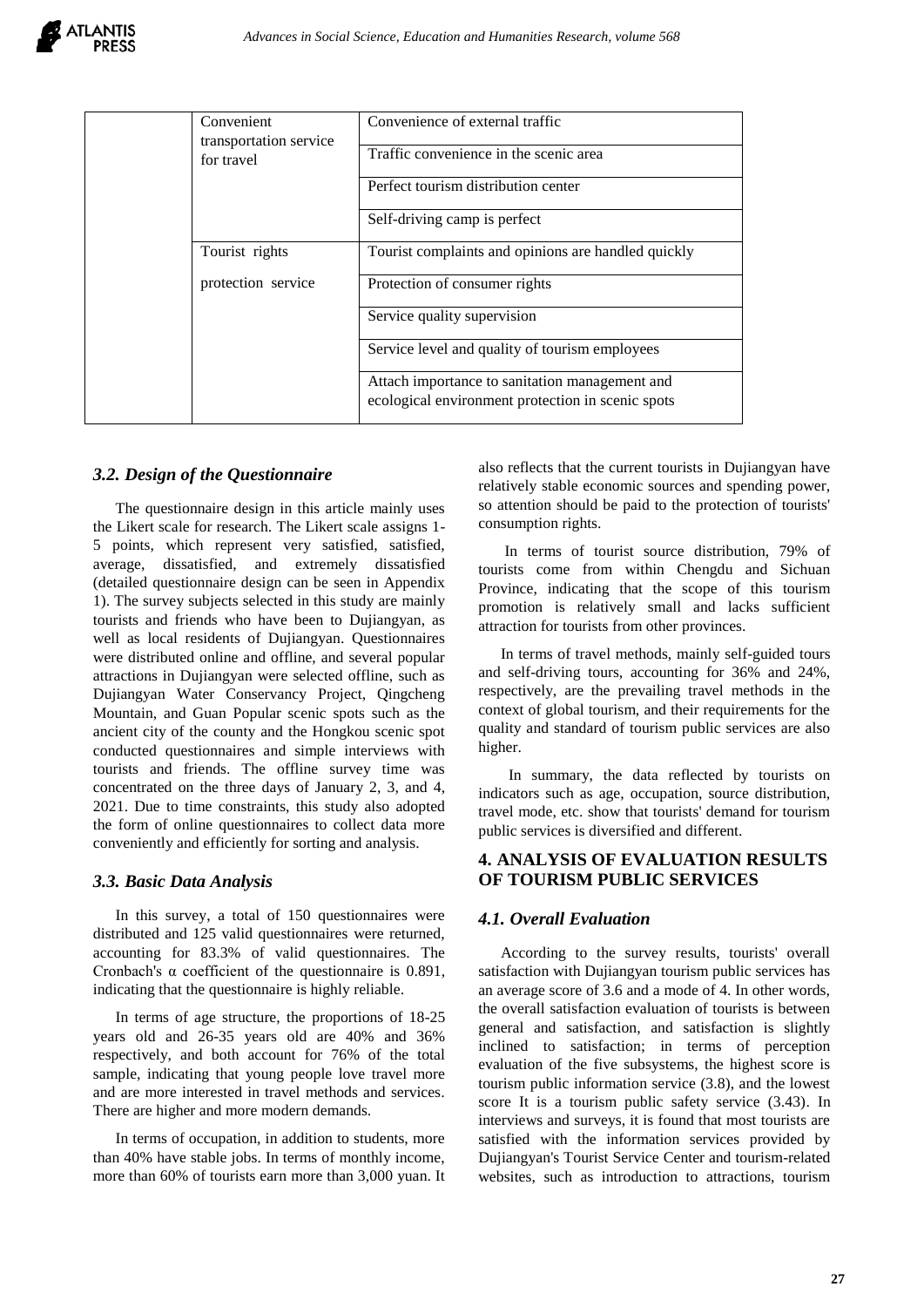| | | |
|---|---|---|
| | Convenient transportation service for travel | Convenience of external traffic |
| | | Traffic convenience in the scenic area |
| | | Perfect tourism distribution center |
| | | Self-driving camp is perfect |
| | Tourist rights protection service | Tourist complaints and opinions are handled quickly |
| | | Protection of consumer rights |
| | | Service quality supervision |
| | | Service level and quality of tourism employees |
| | | Attach importance to sanitation management and ecological environment protection in scenic spots |

### *3.2. Design of the Questionnaire*

The questionnaire design in this article mainly uses the Likert scale for research. The Likert scale assigns 1-5 points, which represent very satisfied, satisfied, average, dissatisfied, and extremely dissatisfied (detailed questionnaire design can be seen in Appendix 1). The survey subjects selected in this study are mainly tourists and friends who have been to Dujiangyan, as well as local residents of Dujiangyan. Questionnaires were distributed online and offline, and several popular attractions in Dujiangyan were selected offline, such as Dujiangyan Water Conservancy Project, Qingcheng Mountain, and Guan Popular scenic spots such as the ancient city of the county and the Hongkou scenic spot conducted questionnaires and simple interviews with tourists and friends. The offline survey time was concentrated on the three days of January 2, 3, and 4, 2021. Due to time constraints, this study also adopted the form of online questionnaires to collect data more conveniently and efficiently for sorting and analysis.

### *3.3. Basic Data Analysis*

In this survey, a total of 150 questionnaires were distributed and 125 valid questionnaires were returned, accounting for 83.3% of valid questionnaires. The Cronbach's α coefficient of the questionnaire is 0.891, indicating that the questionnaire is highly reliable.

In terms of age structure, the proportions of 18-25 years old and 26-35 years old are 40% and 36% respectively, and both account for 76% of the total sample, indicating that young people love travel more and are more interested in travel methods and services. There are higher and more modern demands.

In terms of occupation, in addition to students, more than 40% have stable jobs. In terms of monthly income, more than 60% of tourists earn more than 3,000 yuan. It also reflects that the current tourists in Dujiangyan have relatively stable economic sources and spending power, so attention should be paid to the protection of tourists' consumption rights.

In terms of tourist source distribution, 79% of tourists come from within Chengdu and Sichuan Province, indicating that the scope of this tourism promotion is relatively small and lacks sufficient attraction for tourists from other provinces.

In terms of travel methods, mainly self-guided tours and self-driving tours, accounting for 36% and 24%, respectively, are the prevailing travel methods in the context of global tourism, and their requirements for the quality and standard of tourism public services are also higher.

In summary, the data reflected by tourists on indicators such as age, occupation, source distribution, travel mode, etc. show that tourists' demand for tourism public services is diversified and different.

## 4. ANALYSIS OF EVALUATION RESULTS OF TOURISM PUBLIC SERVICES

### *4.1. Overall Evaluation*

According to the survey results, tourists' overall satisfaction with Dujiangyan tourism public services has an average score of 3.6 and a mode of 4. In other words, the overall satisfaction evaluation of tourists is between general and satisfaction, and satisfaction is slightly inclined to satisfaction; in terms of perception evaluation of the five subsystems, the highest score is tourism public information service (3.8), and the lowest score It is a tourism public safety service (3.43). In interviews and surveys, it is found that most tourists are satisfied with the information services provided by Dujiangyan's Tourist Service Center and tourism-related websites, such as introduction to attractions, tourism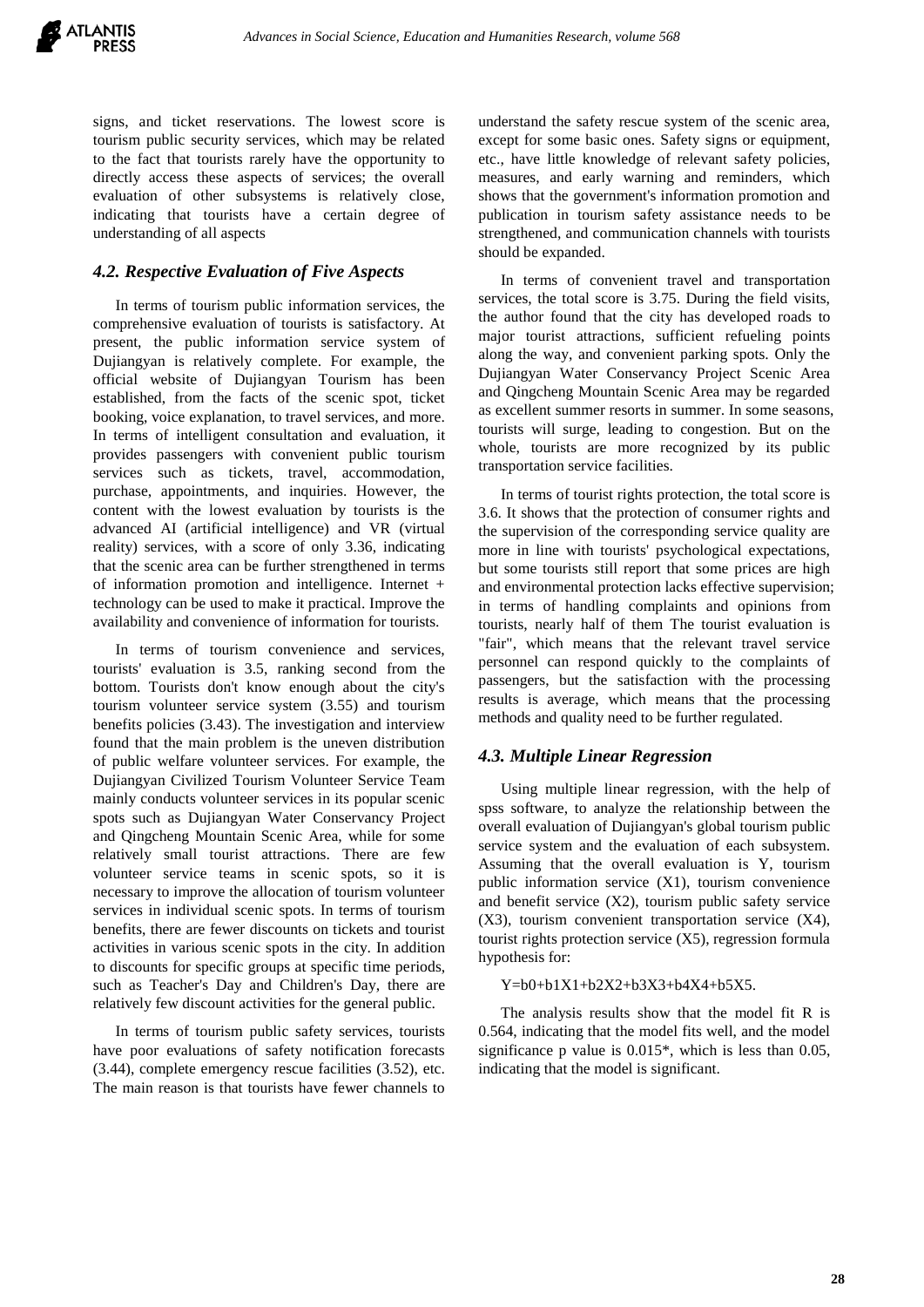signs, and ticket reservations. The lowest score is tourism public security services, which may be related to the fact that tourists rarely have the opportunity to directly access these aspects of services; the overall evaluation of other subsystems is relatively close, indicating that tourists have a certain degree of understanding of all aspects

### *4.2. Respective Evaluation of Five Aspects*

In terms of tourism public information services, the comprehensive evaluation of tourists is satisfactory. At present, the public information service system of Dujiangyan is relatively complete. For example, the official website of Dujiangyan Tourism has been established, from the facts of the scenic spot, ticket booking, voice explanation, to travel services, and more. In terms of intelligent consultation and evaluation, it provides passengers with convenient public tourism services such as tickets, travel, accommodation, purchase, appointments, and inquiries. However, the content with the lowest evaluation by tourists is the advanced AI (artificial intelligence) and VR (virtual reality) services, with a score of only 3.36, indicating that the scenic area can be further strengthened in terms of information promotion and intelligence. Internet + technology can be used to make it practical. Improve the availability and convenience of information for tourists.

In terms of tourism convenience and services, tourists' evaluation is 3.5, ranking second from the bottom. Tourists don't know enough about the city's tourism volunteer service system (3.55) and tourism benefits policies (3.43). The investigation and interview found that the main problem is the uneven distribution of public welfare volunteer services. For example, the Dujiangyan Civilized Tourism Volunteer Service Team mainly conducts volunteer services in its popular scenic spots such as Dujiangyan Water Conservancy Project and Qingcheng Mountain Scenic Area, while for some relatively small tourist attractions. There are few volunteer service teams in scenic spots, so it is necessary to improve the allocation of tourism volunteer services in individual scenic spots. In terms of tourism benefits, there are fewer discounts on tickets and tourist activities in various scenic spots in the city. In addition to discounts for specific groups at specific time periods, such as Teacher's Day and Children's Day, there are relatively few discount activities for the general public.

In terms of tourism public safety services, tourists have poor evaluations of safety notification forecasts (3.44), complete emergency rescue facilities (3.52), etc. The main reason is that tourists have fewer channels to understand the safety rescue system of the scenic area, except for some basic ones. Safety signs or equipment, etc., have little knowledge of relevant safety policies, measures, and early warning and reminders, which shows that the government's information promotion and publication in tourism safety assistance needs to be strengthened, and communication channels with tourists should be expanded.

In terms of convenient travel and transportation services, the total score is 3.75. During the field visits, the author found that the city has developed roads to major tourist attractions, sufficient refueling points along the way, and convenient parking spots. Only the Dujiangyan Water Conservancy Project Scenic Area and Qingcheng Mountain Scenic Area may be regarded as excellent summer resorts in summer. In some seasons, tourists will surge, leading to congestion. But on the whole, tourists are more recognized by its public transportation service facilities.

In terms of tourist rights protection, the total score is 3.6. It shows that the protection of consumer rights and the supervision of the corresponding service quality are more in line with tourists' psychological expectations, but some tourists still report that some prices are high and environmental protection lacks effective supervision; in terms of handling complaints and opinions from tourists, nearly half of them The tourist evaluation is "fair", which means that the relevant travel service personnel can respond quickly to the complaints of passengers, but the satisfaction with the processing results is average, which means that the processing methods and quality need to be further regulated.

### *4.3. Multiple Linear Regression*

Using multiple linear regression, with the help of spss software, to analyze the relationship between the overall evaluation of Dujiangyan's global tourism public service system and the evaluation of each subsystem. Assuming that the overall evaluation is Y, tourism public information service (X1), tourism convenience and benefit service (X2), tourism public safety service (X3), tourism convenient transportation service (X4), tourist rights protection service (X5), regression formula hypothesis for:

$$Y=b0+b1X1+b2X2+b3X3+b4X4+b5X5.$$

The analysis results show that the model fit R is 0.564, indicating that the model fits well, and the model significance p value is 0.015*, which is less than 0.05, indicating that the model is significant.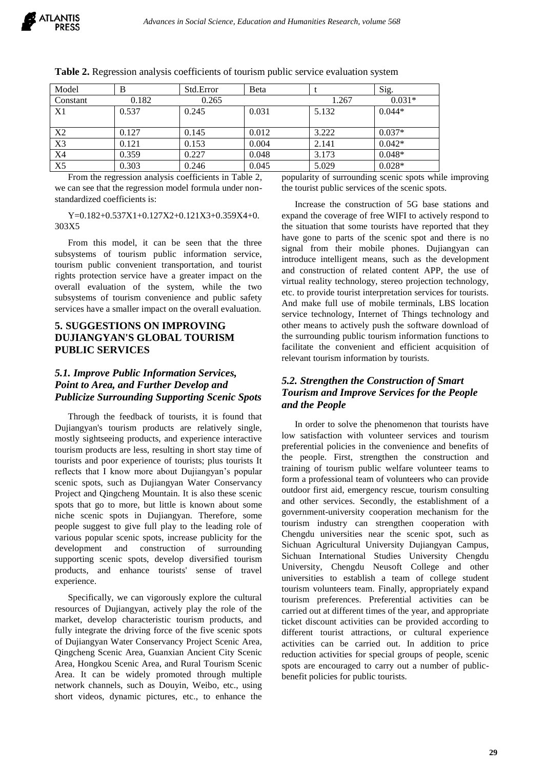**Table 2.** Regression analysis coefficients of tourism public service evaluation system

| Model | B | Std.Error | Beta | t | Sig. |
|---|---|---|---|---|---|
| Constant | 0.182 | 0.265 | | 1.267 | 0.031* |
| X1 | 0.537 | 0.245 | 0.031 | 5.132 | 0.044* |
| X2 | 0.127 | 0.145 | 0.012 | 3.222 | 0.037* |
| X3 | 0.121 | 0.153 | 0.004 | 2.141 | 0.042* |
| X4 | 0.359 | 0.227 | 0.048 | 3.173 | 0.048* |
| X5 | 0.303 | 0.246 | 0.045 | 5.029 | 0.028* |

From the regression analysis coefficients in Table 2, we can see that the regression model formula under non-standardized coefficients is:

$$Y=0.182+0.537X1+0.127X2+0.121X3+0.359X4+0.303X5$$

From this model, it can be seen that the three subsystems of tourism public information service, tourism public convenient transportation, and tourist rights protection service have a greater impact on the overall evaluation of the system, while the two subsystems of tourism convenience and public safety services have a smaller impact on the overall evaluation.

## 5. SUGGESTIONS ON IMPROVING DUJIANGYAN'S GLOBAL TOURISM PUBLIC SERVICES

### *5.1. Improve Public Information Services, Point to Area, and Further Develop and Publicize Surrounding Supporting Scenic Spots*

Through the feedback of tourists, it is found that Dujiangyan's tourism products are relatively single, mostly sightseeing products, and experience interactive tourism products are less, resulting in short stay time of tourists and poor experience of tourists; plus tourists It reflects that I know more about Dujiangyan's popular scenic spots, such as Dujiangyan Water Conservancy Project and Qingcheng Mountain. It is also these scenic spots that go to more, but little is known about some niche scenic spots in Dujiangyan. Therefore, some people suggest to give full play to the leading role of various popular scenic spots, increase publicity for the development and construction of surrounding supporting scenic spots, develop diversified tourism products, and enhance tourists' sense of travel experience.

Specifically, we can vigorously explore the cultural resources of Dujiangyan, actively play the role of the market, develop characteristic tourism products, and fully integrate the driving force of the five scenic spots of Dujiangyan Water Conservancy Project Scenic Area, Qingcheng Scenic Area, Guanxian Ancient City Scenic Area, Hongkou Scenic Area, and Rural Tourism Scenic Area. It can be widely promoted through multiple network channels, such as Douyin, Weibo, etc., using short videos, dynamic pictures, etc., to enhance the popularity of surrounding scenic spots while improving the tourist public services of the scenic spots.

Increase the construction of 5G base stations and expand the coverage of free WIFI to actively respond to the situation that some tourists have reported that they have gone to parts of the scenic spot and there is no signal from their mobile phones. Dujiangyan can introduce intelligent means, such as the development and construction of related content APP, the use of virtual reality technology, stereo projection technology, etc. to provide tourist interpretation services for tourists. And make full use of mobile terminals, LBS location service technology, Internet of Things technology and other means to actively push the software download of the surrounding public tourism information functions to facilitate the convenient and efficient acquisition of relevant tourism information by tourists.

### *5.2. Strengthen the Construction of Smart Tourism and Improve Services for the People and the People*

In order to solve the phenomenon that tourists have low satisfaction with volunteer services and tourism preferential policies in the convenience and benefits of the people. First, strengthen the construction and training of tourism public welfare volunteer teams to form a professional team of volunteers who can provide outdoor first aid, emergency rescue, tourism consulting and other services. Secondly, the establishment of a government-university cooperation mechanism for the tourism industry can strengthen cooperation with Chengdu universities near the scenic spot, such as Sichuan Agricultural University Dujiangyan Campus, Sichuan International Studies University Chengdu University, Chengdu Neusoft College and other universities to establish a team of college student tourism volunteers team. Finally, appropriately expand tourism preferences. Preferential activities can be carried out at different times of the year, and appropriate ticket discount activities can be provided according to different tourist attractions, or cultural experience activities can be carried out. In addition to price reduction activities for special groups of people, scenic spots are encouraged to carry out a number of public-benefit policies for public tourists.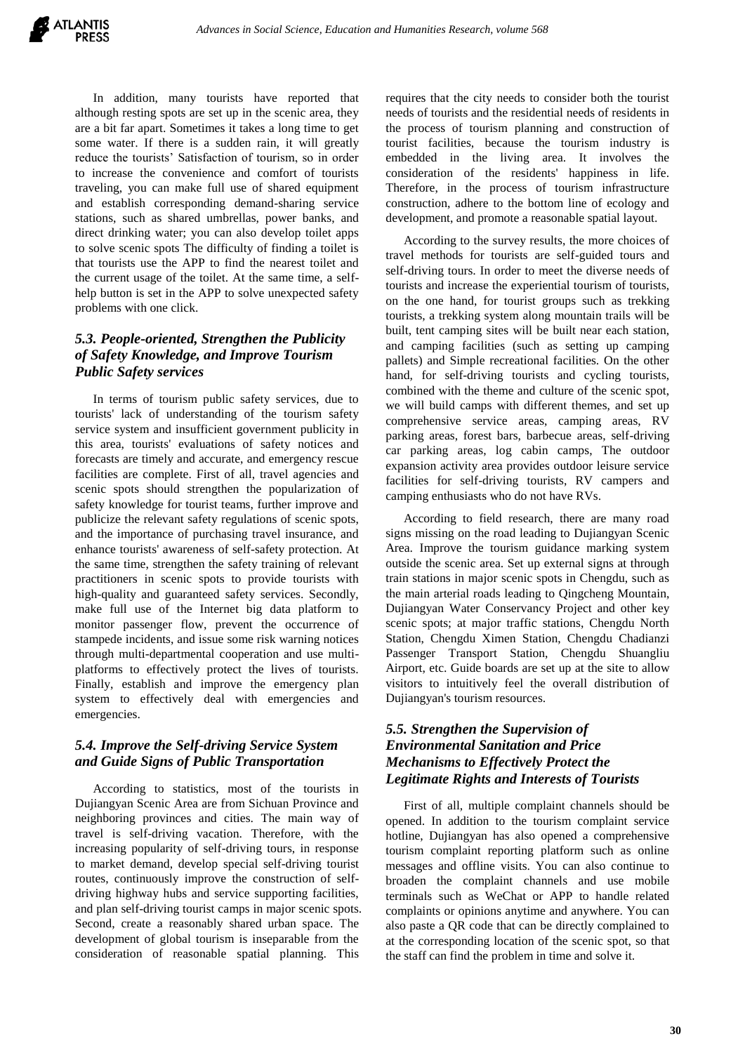In addition, many tourists have reported that although resting spots are set up in the scenic area, they are a bit far apart. Sometimes it takes a long time to get some water. If there is a sudden rain, it will greatly reduce the tourists' Satisfaction of tourism, so in order to increase the convenience and comfort of tourists traveling, you can make full use of shared equipment and establish corresponding demand-sharing service stations, such as shared umbrellas, power banks, and direct drinking water; you can also develop toilet apps to solve scenic spots The difficulty of finding a toilet is that tourists use the APP to find the nearest toilet and the current usage of the toilet. At the same time, a self-help button is set in the APP to solve unexpected safety problems with one click.

### *5.3. People-oriented, Strengthen the Publicity of Safety Knowledge, and Improve Tourism Public Safety services*

In terms of tourism public safety services, due to tourists' lack of understanding of the tourism safety service system and insufficient government publicity in this area, tourists' evaluations of safety notices and forecasts are timely and accurate, and emergency rescue facilities are complete. First of all, travel agencies and scenic spots should strengthen the popularization of safety knowledge for tourist teams, further improve and publicize the relevant safety regulations of scenic spots, and the importance of purchasing travel insurance, and enhance tourists' awareness of self-safety protection. At the same time, strengthen the safety training of relevant practitioners in scenic spots to provide tourists with high-quality and guaranteed safety services. Secondly, make full use of the Internet big data platform to monitor passenger flow, prevent the occurrence of stampede incidents, and issue some risk warning notices through multi-departmental cooperation and use multi-platforms to effectively protect the lives of tourists. Finally, establish and improve the emergency plan system to effectively deal with emergencies and emergencies.

### *5.4. Improve the Self-driving Service System and Guide Signs of Public Transportation*

According to statistics, most of the tourists in Dujiangyan Scenic Area are from Sichuan Province and neighboring provinces and cities. The main way of travel is self-driving vacation. Therefore, with the increasing popularity of self-driving tours, in response to market demand, develop special self-driving tourist routes, continuously improve the construction of self-driving highway hubs and service supporting facilities, and plan self-driving tourist camps in major scenic spots. Second, create a reasonably shared urban space. The development of global tourism is inseparable from the consideration of reasonable spatial planning. This requires that the city needs to consider both the tourist needs of tourists and the residential needs of residents in the process of tourism planning and construction of tourist facilities, because the tourism industry is embedded in the living area. It involves the consideration of the residents' happiness in life. Therefore, in the process of tourism infrastructure construction, adhere to the bottom line of ecology and development, and promote a reasonable spatial layout.

According to the survey results, the more choices of travel methods for tourists are self-guided tours and self-driving tours. In order to meet the diverse needs of tourists and increase the experiential tourism of tourists, on the one hand, for tourist groups such as trekking tourists, a trekking system along mountain trails will be built, tent camping sites will be built near each station, and camping facilities (such as setting up camping pallets) and Simple recreational facilities. On the other hand, for self-driving tourists and cycling tourists, combined with the theme and culture of the scenic spot, we will build camps with different themes, and set up comprehensive service areas, camping areas, RV parking areas, forest bars, barbecue areas, self-driving car parking areas, log cabin camps, The outdoor expansion activity area provides outdoor leisure service facilities for self-driving tourists, RV campers and camping enthusiasts who do not have RVs.

According to field research, there are many road signs missing on the road leading to Dujiangyan Scenic Area. Improve the tourism guidance marking system outside the scenic area. Set up external signs at through train stations in major scenic spots in Chengdu, such as the main arterial roads leading to Qingcheng Mountain, Dujiangyan Water Conservancy Project and other key scenic spots; at major traffic stations, Chengdu North Station, Chengdu Ximen Station, Chengdu Chadianzi Passenger Transport Station, Chengdu Shuangliu Airport, etc. Guide boards are set up at the site to allow visitors to intuitively feel the overall distribution of Dujiangyan's tourism resources.

### *5.5. Strengthen the Supervision of Environmental Sanitation and Price Mechanisms to Effectively Protect the Legitimate Rights and Interests of Tourists*

First of all, multiple complaint channels should be opened. In addition to the tourism complaint service hotline, Dujiangyan has also opened a comprehensive tourism complaint reporting platform such as online messages and offline visits. You can also continue to broaden the complaint channels and use mobile terminals such as WeChat or APP to handle related complaints or opinions anytime and anywhere. You can also paste a QR code that can be directly complained to at the corresponding location of the scenic spot, so that the staff can find the problem in time and solve it.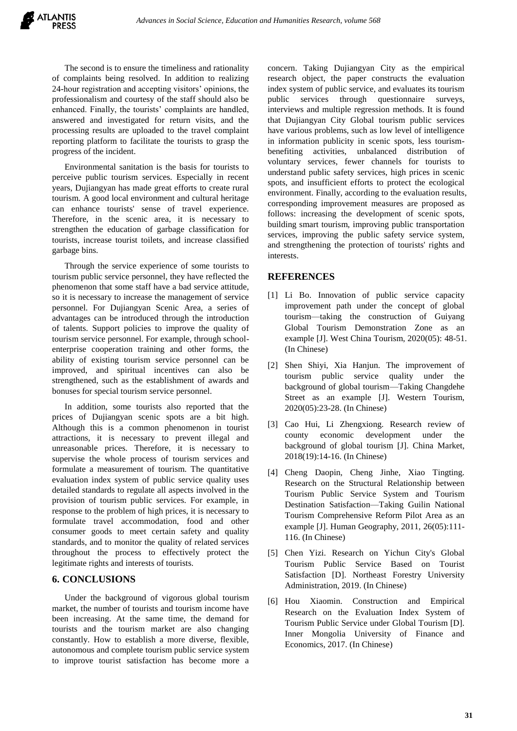The second is to ensure the timeliness and rationality of complaints being resolved. In addition to realizing 24-hour registration and accepting visitors' opinions, the professionalism and courtesy of the staff should also be enhanced. Finally, the tourists' complaints are handled, answered and investigated for return visits, and the processing results are uploaded to the travel complaint reporting platform to facilitate the tourists to grasp the progress of the incident.

Environmental sanitation is the basis for tourists to perceive public tourism services. Especially in recent years, Dujiangyan has made great efforts to create rural tourism. A good local environment and cultural heritage can enhance tourists' sense of travel experience. Therefore, in the scenic area, it is necessary to strengthen the education of garbage classification for tourists, increase tourist toilets, and increase classified garbage bins.

Through the service experience of some tourists to tourism public service personnel, they have reflected the phenomenon that some staff have a bad service attitude, so it is necessary to increase the management of service personnel. For Dujiangyan Scenic Area, a series of advantages can be introduced through the introduction of talents. Support policies to improve the quality of tourism service personnel. For example, through school-enterprise cooperation training and other forms, the ability of existing tourism service personnel can be improved, and spiritual incentives can also be strengthened, such as the establishment of awards and bonuses for special tourism service personnel.

In addition, some tourists also reported that the prices of Dujiangyan scenic spots are a bit high. Although this is a common phenomenon in tourist attractions, it is necessary to prevent illegal and unreasonable prices. Therefore, it is necessary to supervise the whole process of tourism services and formulate a measurement of tourism. The quantitative evaluation index system of public service quality uses detailed standards to regulate all aspects involved in the provision of tourism public services. For example, in response to the problem of high prices, it is necessary to formulate travel accommodation, food and other consumer goods to meet certain safety and quality standards, and to monitor the quality of related services throughout the process to effectively protect the legitimate rights and interests of tourists.

## 6. CONCLUSIONS

Under the background of vigorous global tourism market, the number of tourists and tourism income have been increasing. At the same time, the demand for tourists and the tourism market are also changing constantly. How to establish a more diverse, flexible, autonomous and complete tourism public service system to improve tourist satisfaction has become more a concern. Taking Dujiangyan City as the empirical research object, the paper constructs the evaluation index system of public service, and evaluates its tourism public services through questionnaire surveys, interviews and multiple regression methods. It is found that Dujiangyan City Global tourism public services have various problems, such as low level of intelligence in information publicity in scenic spots, less tourism-benefiting activities, unbalanced distribution of voluntary services, fewer channels for tourists to understand public safety services, high prices in scenic spots, and insufficient efforts to protect the ecological environment. Finally, according to the evaluation results, corresponding improvement measures are proposed as follows: increasing the development of scenic spots, building smart tourism, improving public transportation services, improving the public safety service system, and strengthening the protection of tourists' rights and interests.

## REFERENCES

[1] Li Bo. Innovation of public service capacity improvement path under the concept of global tourism—taking the construction of Guiyang Global Tourism Demonstration Zone as an example [J]. West China Tourism, 2020(05): 48-51. (In Chinese)

[2] Shen Shiyi, Xia Hanjun. The improvement of tourism public service quality under the background of global tourism—Taking Changdehe Street as an example [J]. Western Tourism, 2020(05):23-28. (In Chinese)

[3] Cao Hui, Li Zhengxiong. Research review of county economic development under the background of global tourism [J]. China Market, 2018(19):14-16. (In Chinese)

[4] Cheng Daopin, Cheng Jinhe, Xiao Tingting. Research on the Structural Relationship between Tourism Public Service System and Tourism Destination Satisfaction—Taking Guilin National Tourism Comprehensive Reform Pilot Area as an example [J]. Human Geography, 2011, 26(05):111-116. (In Chinese)

[5] Chen Yizi. Research on Yichun City's Global Tourism Public Service Based on Tourist Satisfaction [D]. Northeast Forestry University Administration, 2019. (In Chinese)

[6] Hou Xiaomin. Construction and Empirical Research on the Evaluation Index System of Tourism Public Service under Global Tourism [D]. Inner Mongolia University of Finance and Economics, 2017. (In Chinese)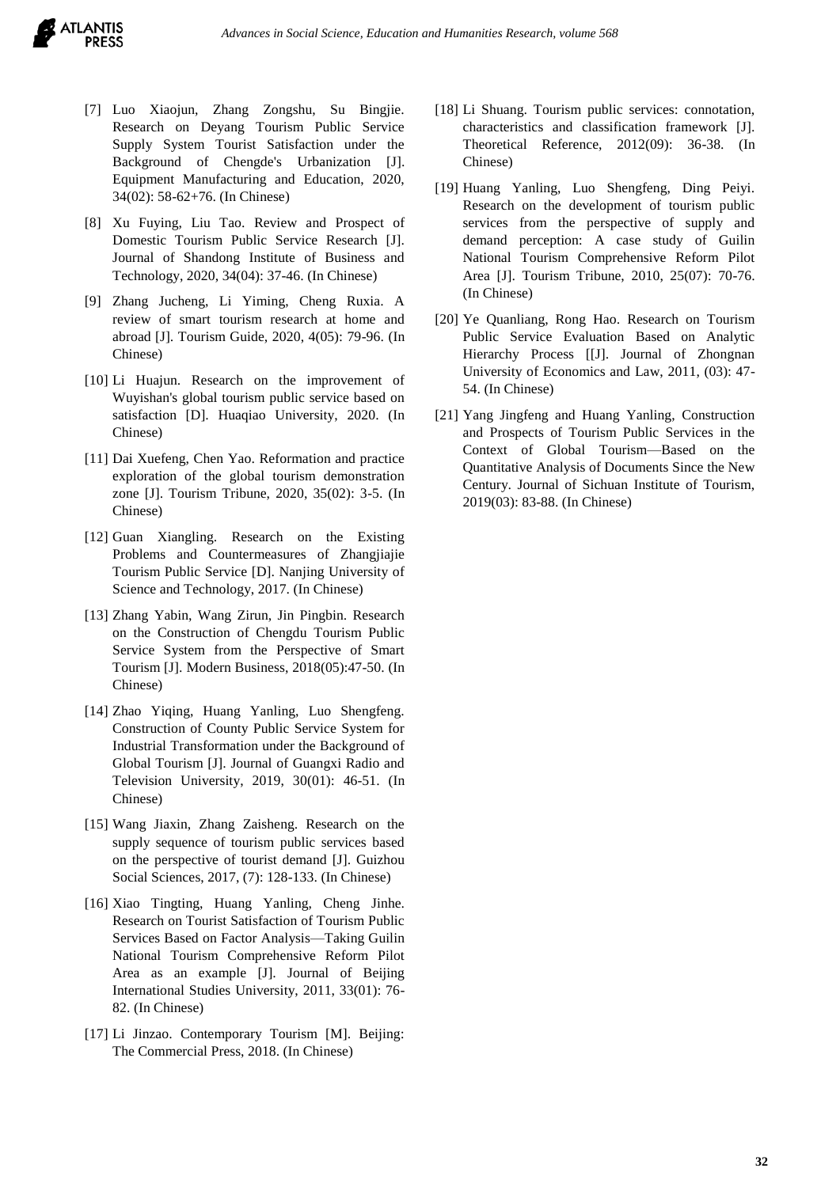[7] Luo Xiaojun, Zhang Zongshu, Su Bingjie. Research on Deyang Tourism Public Service Supply System Tourist Satisfaction under the Background of Chengde's Urbanization [J]. Equipment Manufacturing and Education, 2020, 34(02): 58-62+76. (In Chinese)

[8] Xu Fuying, Liu Tao. Review and Prospect of Domestic Tourism Public Service Research [J]. Journal of Shandong Institute of Business and Technology, 2020, 34(04): 37-46. (In Chinese)

[9] Zhang Jucheng, Li Yiming, Cheng Ruxia. A review of smart tourism research at home and abroad [J]. Tourism Guide, 2020, 4(05): 79-96. (In Chinese)

[10] Li Huajun. Research on the improvement of Wuyishan's global tourism public service based on satisfaction [D]. Huaqiao University, 2020. (In Chinese)

[11] Dai Xuefeng, Chen Yao. Reformation and practice exploration of the global tourism demonstration zone [J]. Tourism Tribune, 2020, 35(02): 3-5. (In Chinese)

[12] Guan Xiangling. Research on the Existing Problems and Countermeasures of Zhangjiajie Tourism Public Service [D]. Nanjing University of Science and Technology, 2017. (In Chinese)

[13] Zhang Yabin, Wang Zirun, Jin Pingbin. Research on the Construction of Chengdu Tourism Public Service System from the Perspective of Smart Tourism [J]. Modern Business, 2018(05):47-50. (In Chinese)

[14] Zhao Yiqing, Huang Yanling, Luo Shengfeng. Construction of County Public Service System for Industrial Transformation under the Background of Global Tourism [J]. Journal of Guangxi Radio and Television University, 2019, 30(01): 46-51. (In Chinese)

[15] Wang Jiaxin, Zhang Zaisheng. Research on the supply sequence of tourism public services based on the perspective of tourist demand [J]. Guizhou Social Sciences, 2017, (7): 128-133. (In Chinese)

[16] Xiao Tingting, Huang Yanling, Cheng Jinhe. Research on Tourist Satisfaction of Tourism Public Services Based on Factor Analysis—Taking Guilin National Tourism Comprehensive Reform Pilot Area as an example [J]. Journal of Beijing International Studies University, 2011, 33(01): 76-82. (In Chinese)

[17] Li Jinzao. Contemporary Tourism [M]. Beijing: The Commercial Press, 2018. (In Chinese)

[18] Li Shuang. Tourism public services: connotation, characteristics and classification framework [J]. Theoretical Reference, 2012(09): 36-38. (In Chinese)

[19] Huang Yanling, Luo Shengfeng, Ding Peiyi. Research on the development of tourism public services from the perspective of supply and demand perception: A case study of Guilin National Tourism Comprehensive Reform Pilot Area [J]. Tourism Tribune, 2010, 25(07): 70-76. (In Chinese)

[20] Ye Quanliang, Rong Hao. Research on Tourism Public Service Evaluation Based on Analytic Hierarchy Process [[J]. Journal of Zhongnan University of Economics and Law, 2011, (03): 47-54. (In Chinese)

[21] Yang Jingfeng and Huang Yanling, Construction and Prospects of Tourism Public Services in the Context of Global Tourism—Based on the Quantitative Analysis of Documents Since the New Century. Journal of Sichuan Institute of Tourism, 2019(03): 83-88. (In Chinese)